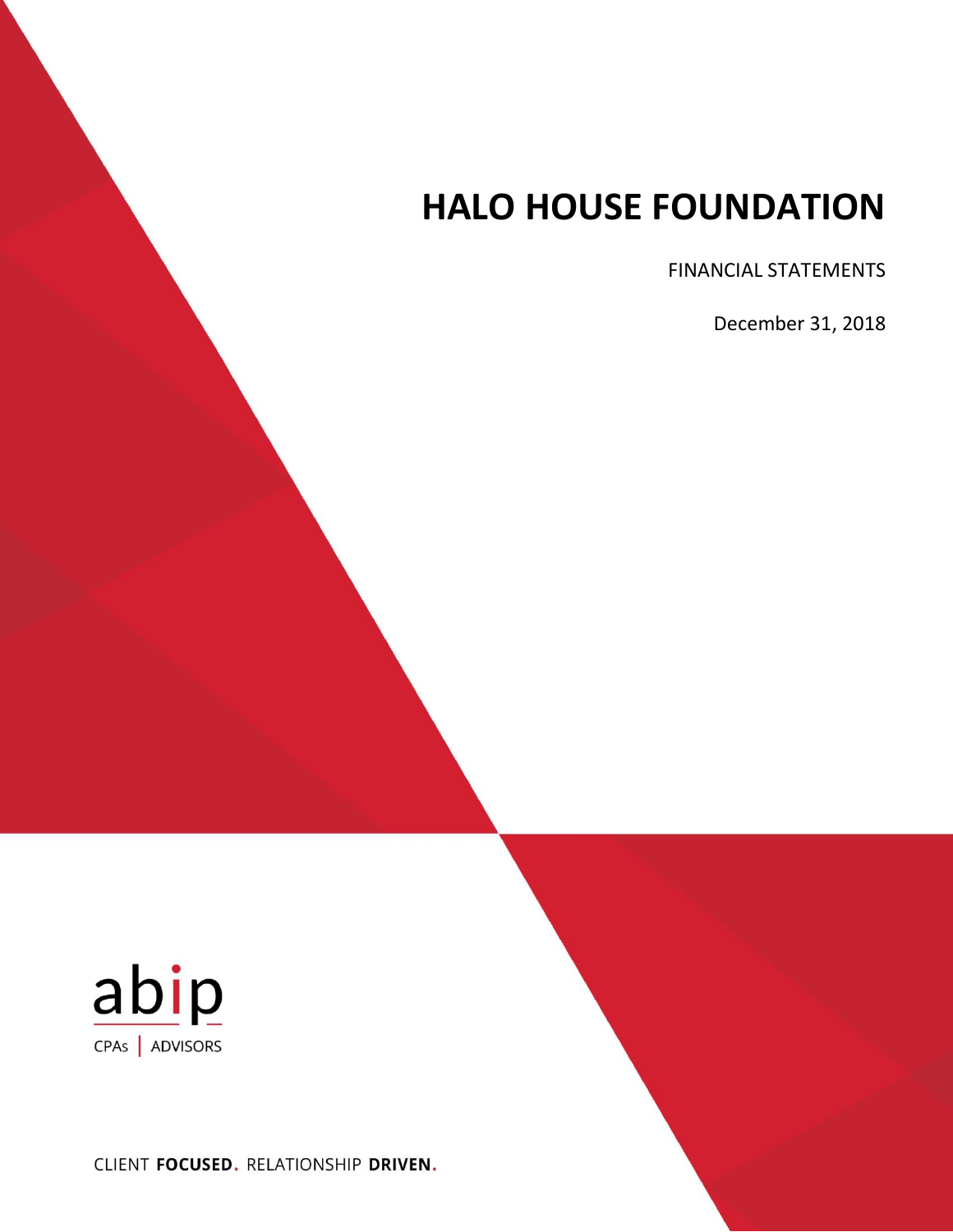# HALO HOUSE FOUNDATION

FINANCIAL STATEMENTS

December 31, 2018

abip

CPAs | ADVISORS

CLIENT **FOCUSED**. RELATIONSHIP **DRIVEN**.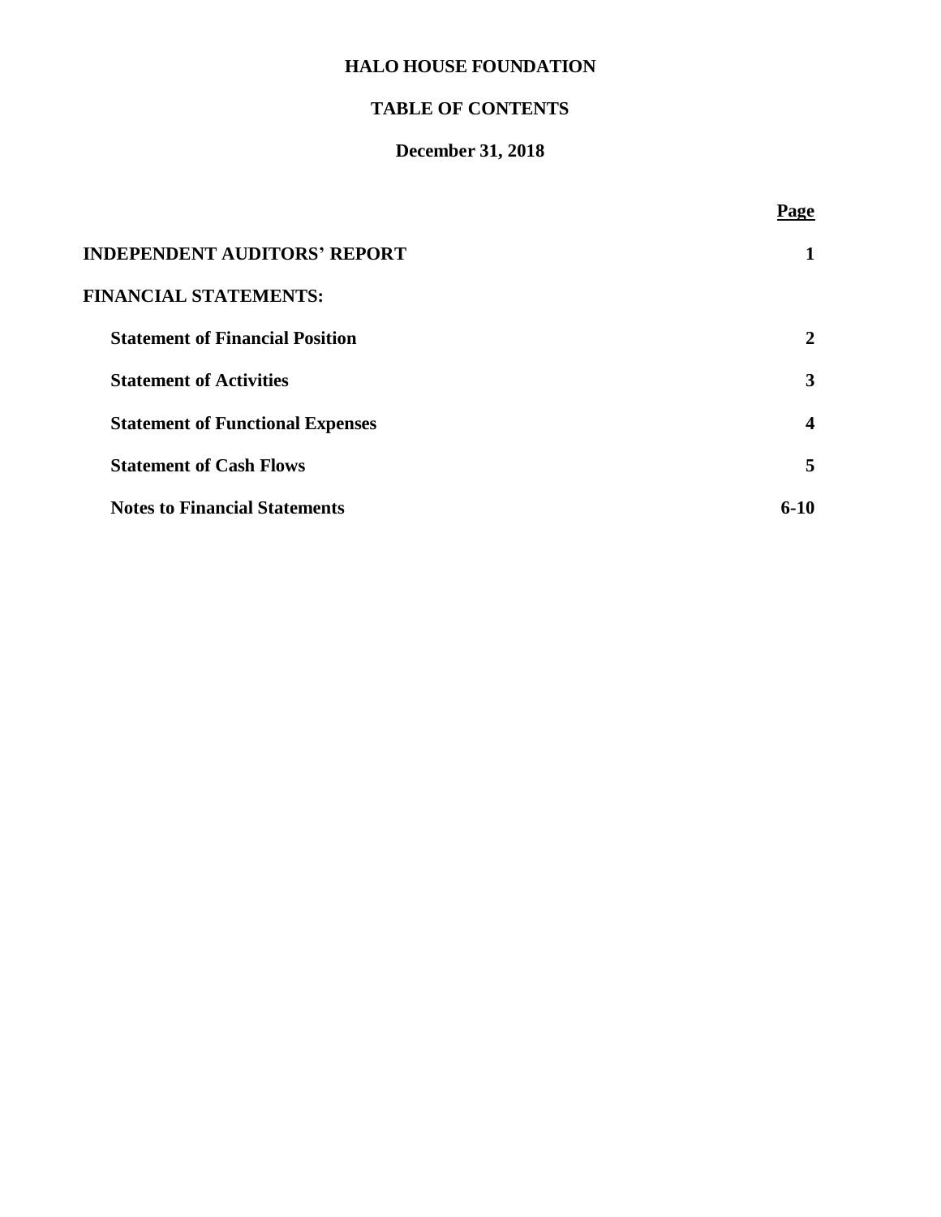# HALO HOUSE FOUNDATION

## TABLE OF CONTENTS

### December 31, 2018

| | Page |
|---|---|
| **INDEPENDENT AUDITORS' REPORT** | **1** |
| **FINANCIAL STATEMENTS:** | |
| **Statement of Financial Position** | **2** |
| **Statement of Activities** | **3** |
| **Statement of Functional Expenses** | **4** |
| **Statement of Cash Flows** | **5** |
| **Notes to Financial Statements** | **6-10** |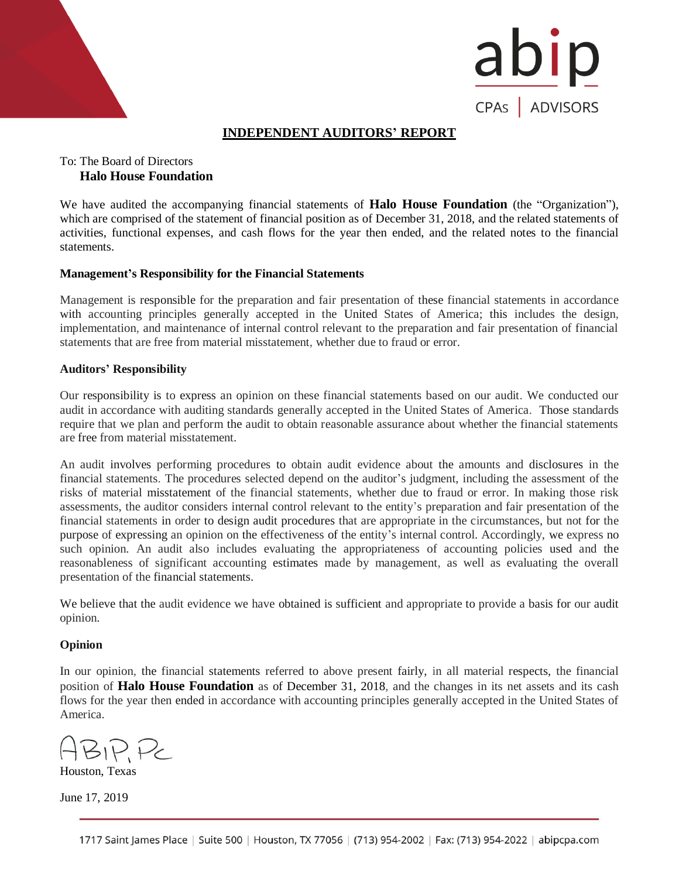# INDEPENDENT AUDITORS' REPORT

To: The Board of Directors
**Halo House Foundation**

We have audited the accompanying financial statements of **Halo House Foundation** (the "Organization"), which are comprised of the statement of financial position as of December 31, 2018, and the related statements of activities, functional expenses, and cash flows for the year then ended, and the related notes to the financial statements.

### Management's Responsibility for the Financial Statements

Management is responsible for the preparation and fair presentation of these financial statements in accordance with accounting principles generally accepted in the United States of America; this includes the design, implementation, and maintenance of internal control relevant to the preparation and fair presentation of financial statements that are free from material misstatement, whether due to fraud or error.

### Auditors' Responsibility

Our responsibility is to express an opinion on these financial statements based on our audit. We conducted our audit in accordance with auditing standards generally accepted in the United States of America. Those standards require that we plan and perform the audit to obtain reasonable assurance about whether the financial statements are free from material misstatement.

An audit involves performing procedures to obtain audit evidence about the amounts and disclosures in the financial statements. The procedures selected depend on the auditor's judgment, including the assessment of the risks of material misstatement of the financial statements, whether due to fraud or error. In making those risk assessments, the auditor considers internal control relevant to the entity's preparation and fair presentation of the financial statements in order to design audit procedures that are appropriate in the circumstances, but not for the purpose of expressing an opinion on the effectiveness of the entity's internal control. Accordingly, we express no such opinion. An audit also includes evaluating the appropriateness of accounting policies used and the reasonableness of significant accounting estimates made by management, as well as evaluating the overall presentation of the financial statements.

We believe that the audit evidence we have obtained is sufficient and appropriate to provide a basis for our audit opinion.

### Opinion

In our opinion, the financial statements referred to above present fairly, in all material respects, the financial position of **Halo House Foundation** as of December 31, 2018, and the changes in its net assets and its cash flows for the year then ended in accordance with accounting principles generally accepted in the United States of America.

ABIP, PC
Houston, Texas

June 17, 2019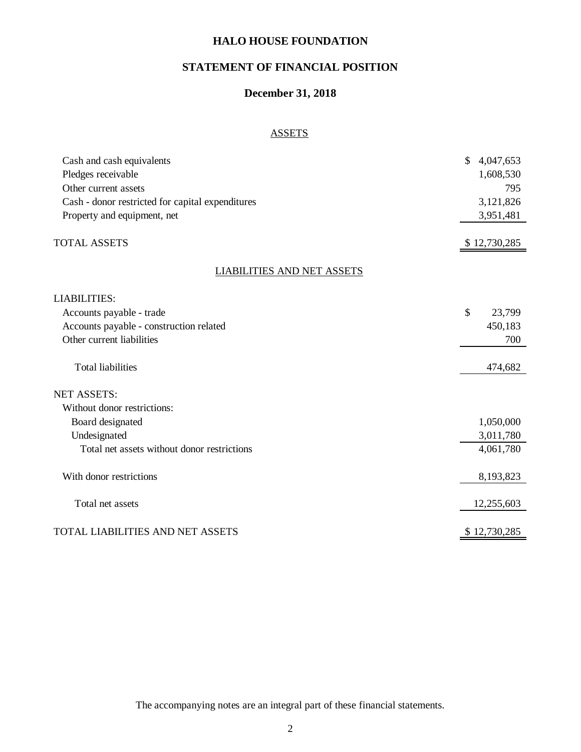# HALO HOUSE FOUNDATION

## STATEMENT OF FINANCIAL POSITION

### December 31, 2018

#### ASSETS

| | |
|---|---|
| Cash and cash equivalents | $ 4,047,653 |
| Pledges receivable | 1,608,530 |
| Other current assets | 795 |
| Cash - donor restricted for capital expenditures | 3,121,826 |
| Property and equipment, net | 3,951,481 |
| TOTAL ASSETS | $ 12,730,285 |

#### LIABILITIES AND NET ASSETS

| | |
|---|---|
| LIABILITIES: | |
| Accounts payable - trade | $ 23,799 |
| Accounts payable - construction related | 450,183 |
| Other current liabilities | 700 |
| Total liabilities | 474,682 |
| NET ASSETS: | |
| Without donor restrictions: | |
| Board designated | 1,050,000 |
| Undesignated | 3,011,780 |
| Total net assets without donor restrictions | 4,061,780 |
| With donor restrictions | 8,193,823 |
| Total net assets | 12,255,603 |
| TOTAL LIABILITIES AND NET ASSETS | $ 12,730,285 |

The accompanying notes are an integral part of these financial statements.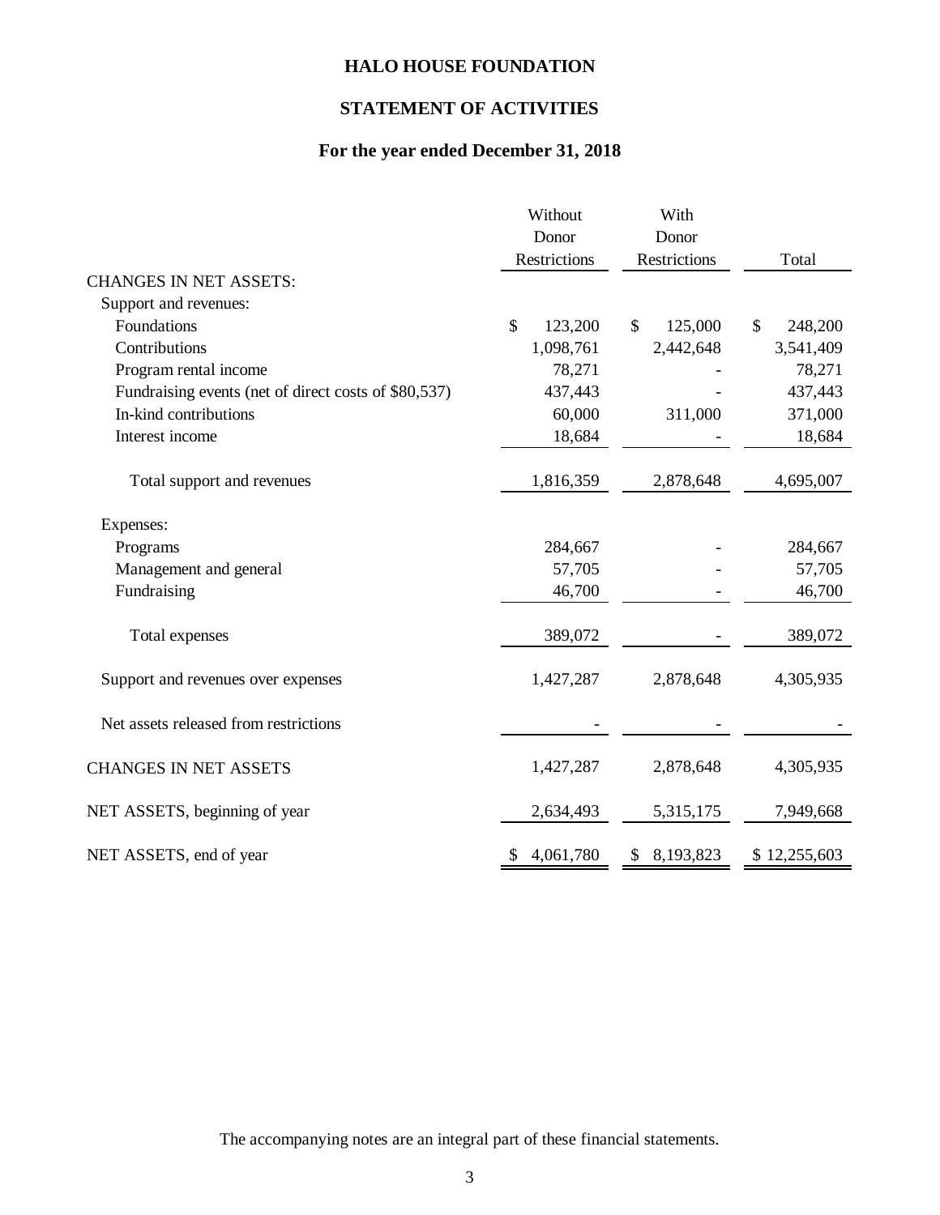# HALO HOUSE FOUNDATION

## STATEMENT OF ACTIVITIES

### For the year ended December 31, 2018

| | Without Donor Restrictions | With Donor Restrictions | Total |
|---|---|---|---|
| CHANGES IN NET ASSETS: | | | |
| Support and revenues: | | | |
| Foundations | $ 123,200 | $ 125,000 | $ 248,200 |
| Contributions | 1,098,761 | 2,442,648 | 3,541,409 |
| Program rental income | 78,271 | - | 78,271 |
| Fundraising events (net of direct costs of $80,537) | 437,443 | - | 437,443 |
| In-kind contributions | 60,000 | 311,000 | 371,000 |
| Interest income | 18,684 | - | 18,684 |
| Total support and revenues | 1,816,359 | 2,878,648 | 4,695,007 |
| Expenses: | | | |
| Programs | 284,667 | - | 284,667 |
| Management and general | 57,705 | - | 57,705 |
| Fundraising | 46,700 | - | 46,700 |
| Total expenses | 389,072 | - | 389,072 |
| Support and revenues over expenses | 1,427,287 | 2,878,648 | 4,305,935 |
| Net assets released from restrictions | - | - | - |
| CHANGES IN NET ASSETS | 1,427,287 | 2,878,648 | 4,305,935 |
| NET ASSETS, beginning of year | 2,634,493 | 5,315,175 | 7,949,668 |
| NET ASSETS, end of year | $ 4,061,780 | $ 8,193,823 | $ 12,255,603 |

The accompanying notes are an integral part of these financial statements.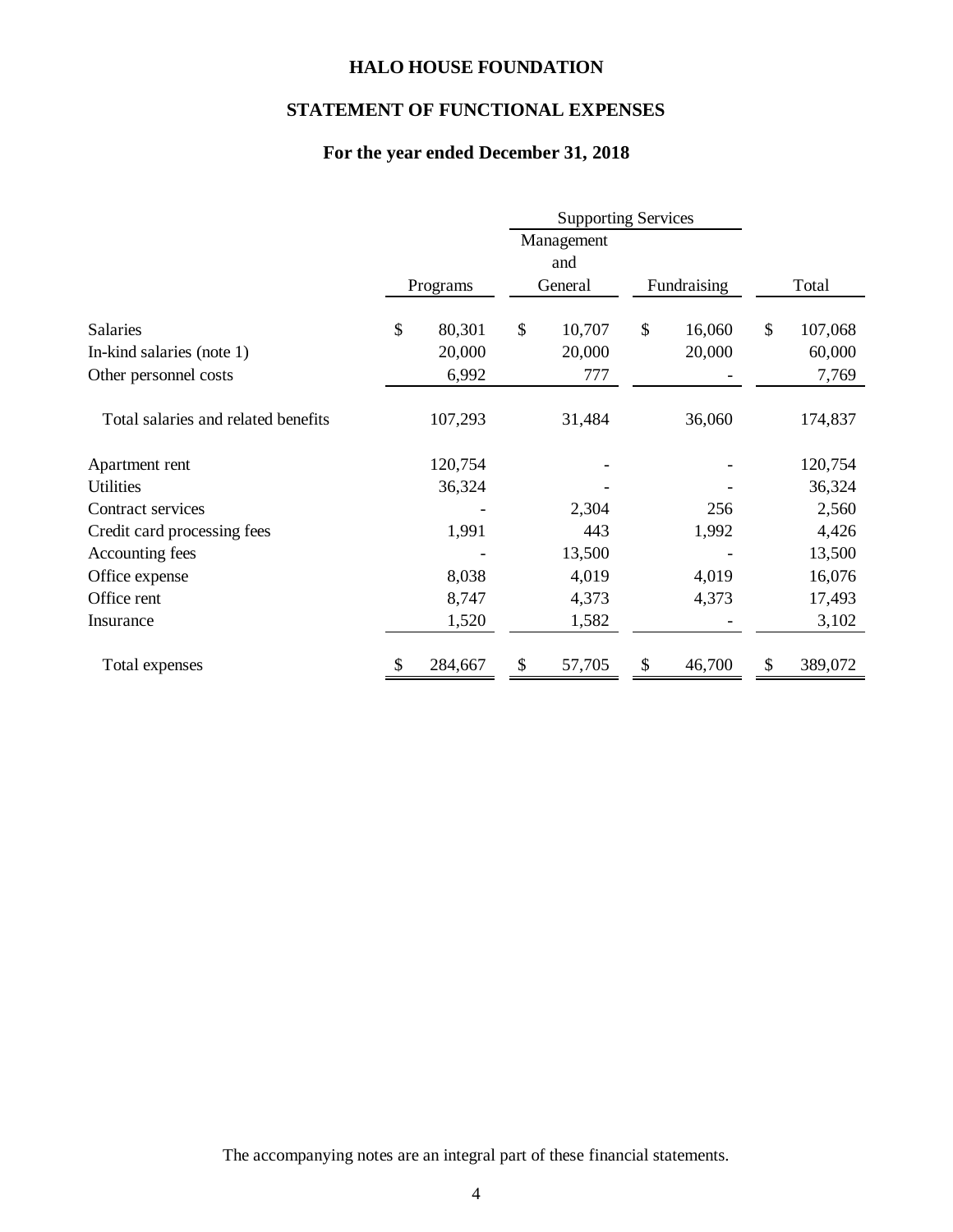# HALO HOUSE FOUNDATION

## STATEMENT OF FUNCTIONAL EXPENSES

### For the year ended December 31, 2018

| | | Supporting Services | | |
|---|---|---|---|---|
| | Programs | Management and General | Fundraising | Total |
| Salaries | $ 80,301 | $ 10,707 | $ 16,060 | $ 107,068 |
| In-kind salaries (note 1) | 20,000 | 20,000 | 20,000 | 60,000 |
| Other personnel costs | 6,992 | 777 | - | 7,769 |
| Total salaries and related benefits | 107,293 | 31,484 | 36,060 | 174,837 |
| Apartment rent | 120,754 | - | - | 120,754 |
| Utilities | 36,324 | - | - | 36,324 |
| Contract services | - | 2,304 | 256 | 2,560 |
| Credit card processing fees | 1,991 | 443 | 1,992 | 4,426 |
| Accounting fees | - | 13,500 | - | 13,500 |
| Office expense | 8,038 | 4,019 | 4,019 | 16,076 |
| Office rent | 8,747 | 4,373 | 4,373 | 17,493 |
| Insurance | 1,520 | 1,582 | - | 3,102 |
| Total expenses | $ 284,667 | $ 57,705 | $ 46,700 | $ 389,072 |

The accompanying notes are an integral part of these financial statements.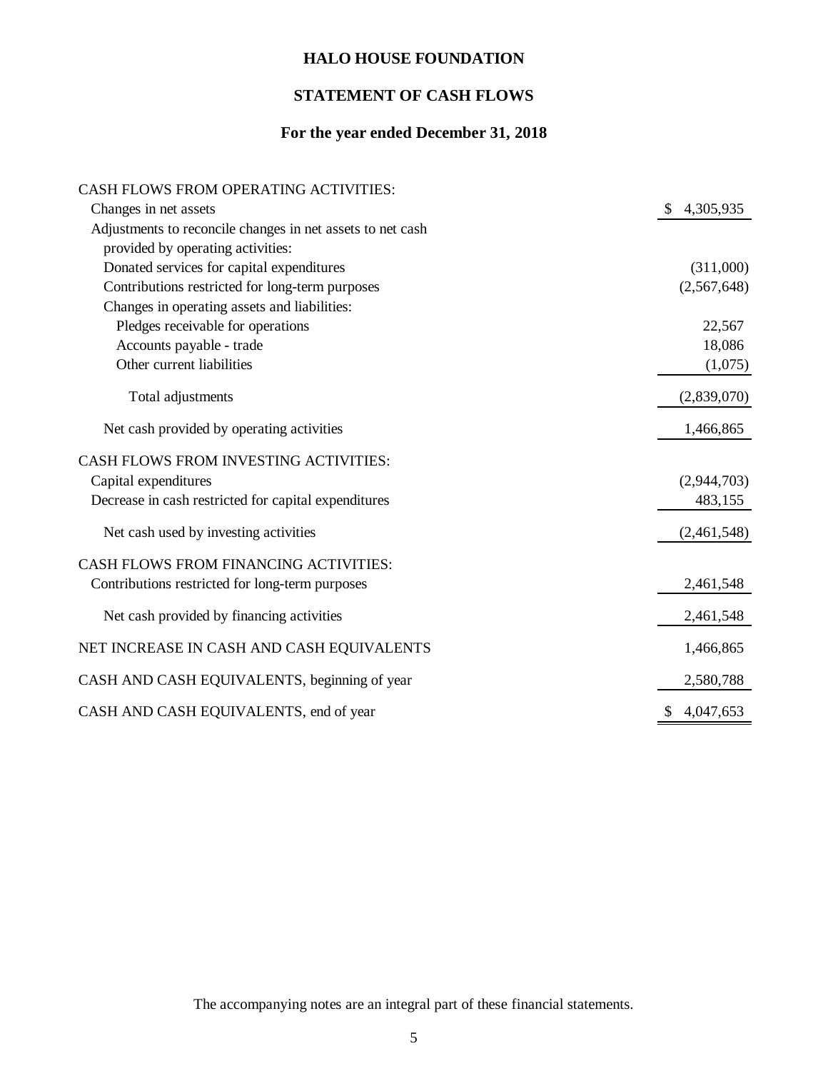# HALO HOUSE FOUNDATION

## STATEMENT OF CASH FLOWS

### For the year ended December 31, 2018

| | |
|---|---|
| CASH FLOWS FROM OPERATING ACTIVITIES: | |
| Changes in net assets | $ 4,305,935 |
| Adjustments to reconcile changes in net assets to net cash provided by operating activities: | |
| Donated services for capital expenditures | (311,000) |
| Contributions restricted for long-term purposes | (2,567,648) |
| Changes in operating assets and liabilities: | |
| Pledges receivable for operations | 22,567 |
| Accounts payable - trade | 18,086 |
| Other current liabilities | (1,075) |
| Total adjustments | (2,839,070) |
| Net cash provided by operating activities | 1,466,865 |
| CASH FLOWS FROM INVESTING ACTIVITIES: | |
| Capital expenditures | (2,944,703) |
| Decrease in cash restricted for capital expenditures | 483,155 |
| Net cash used by investing activities | (2,461,548) |
| CASH FLOWS FROM FINANCING ACTIVITIES: | |
| Contributions restricted for long-term purposes | 2,461,548 |
| Net cash provided by financing activities | 2,461,548 |
| NET INCREASE IN CASH AND CASH EQUIVALENTS | 1,466,865 |
| CASH AND CASH EQUIVALENTS, beginning of year | 2,580,788 |
| CASH AND CASH EQUIVALENTS, end of year | $ 4,047,653 |

The accompanying notes are an integral part of these financial statements.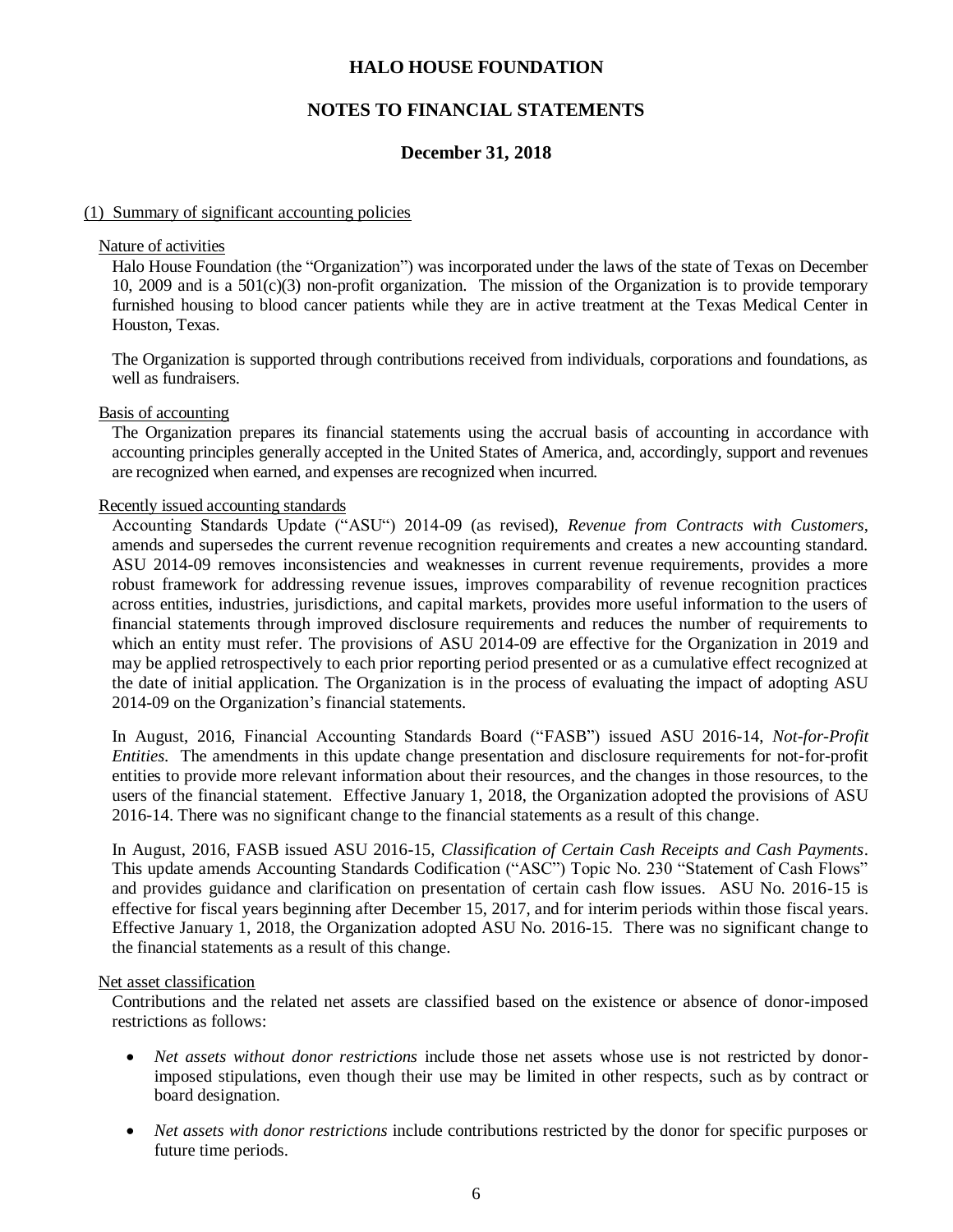# HALO HOUSE FOUNDATION

## NOTES TO FINANCIAL STATEMENTS

### December 31, 2018

(1) Summary of significant accounting policies

Nature of activities

Halo House Foundation (the "Organization") was incorporated under the laws of the state of Texas on December 10, 2009 and is a 501(c)(3) non-profit organization. The mission of the Organization is to provide temporary furnished housing to blood cancer patients while they are in active treatment at the Texas Medical Center in Houston, Texas.

The Organization is supported through contributions received from individuals, corporations and foundations, as well as fundraisers.

Basis of accounting

The Organization prepares its financial statements using the accrual basis of accounting in accordance with accounting principles generally accepted in the United States of America, and, accordingly, support and revenues are recognized when earned, and expenses are recognized when incurred.

Recently issued accounting standards

Accounting Standards Update ("ASU") 2014-09 (as revised), *Revenue from Contracts with Customers*, amends and supersedes the current revenue recognition requirements and creates a new accounting standard. ASU 2014-09 removes inconsistencies and weaknesses in current revenue requirements, provides a more robust framework for addressing revenue issues, improves comparability of revenue recognition practices across entities, industries, jurisdictions, and capital markets, provides more useful information to the users of financial statements through improved disclosure requirements and reduces the number of requirements to which an entity must refer. The provisions of ASU 2014-09 are effective for the Organization in 2019 and may be applied retrospectively to each prior reporting period presented or as a cumulative effect recognized at the date of initial application. The Organization is in the process of evaluating the impact of adopting ASU 2014-09 on the Organization's financial statements.

In August, 2016, Financial Accounting Standards Board ("FASB") issued ASU 2016-14, *Not-for-Profit Entities*. The amendments in this update change presentation and disclosure requirements for not-for-profit entities to provide more relevant information about their resources, and the changes in those resources, to the users of the financial statement. Effective January 1, 2018, the Organization adopted the provisions of ASU 2016-14. There was no significant change to the financial statements as a result of this change.

In August, 2016, FASB issued ASU 2016-15, *Classification of Certain Cash Receipts and Cash Payments*. This update amends Accounting Standards Codification ("ASC") Topic No. 230 "Statement of Cash Flows" and provides guidance and clarification on presentation of certain cash flow issues. ASU No. 2016-15 is effective for fiscal years beginning after December 15, 2017, and for interim periods within those fiscal years. Effective January 1, 2018, the Organization adopted ASU No. 2016-15. There was no significant change to the financial statements as a result of this change.

Net asset classification

Contributions and the related net assets are classified based on the existence or absence of donor-imposed restrictions as follows:

- *Net assets without donor restrictions* include those net assets whose use is not restricted by donor-imposed stipulations, even though their use may be limited in other respects, such as by contract or board designation.

- *Net assets with donor restrictions* include contributions restricted by the donor for specific purposes or future time periods.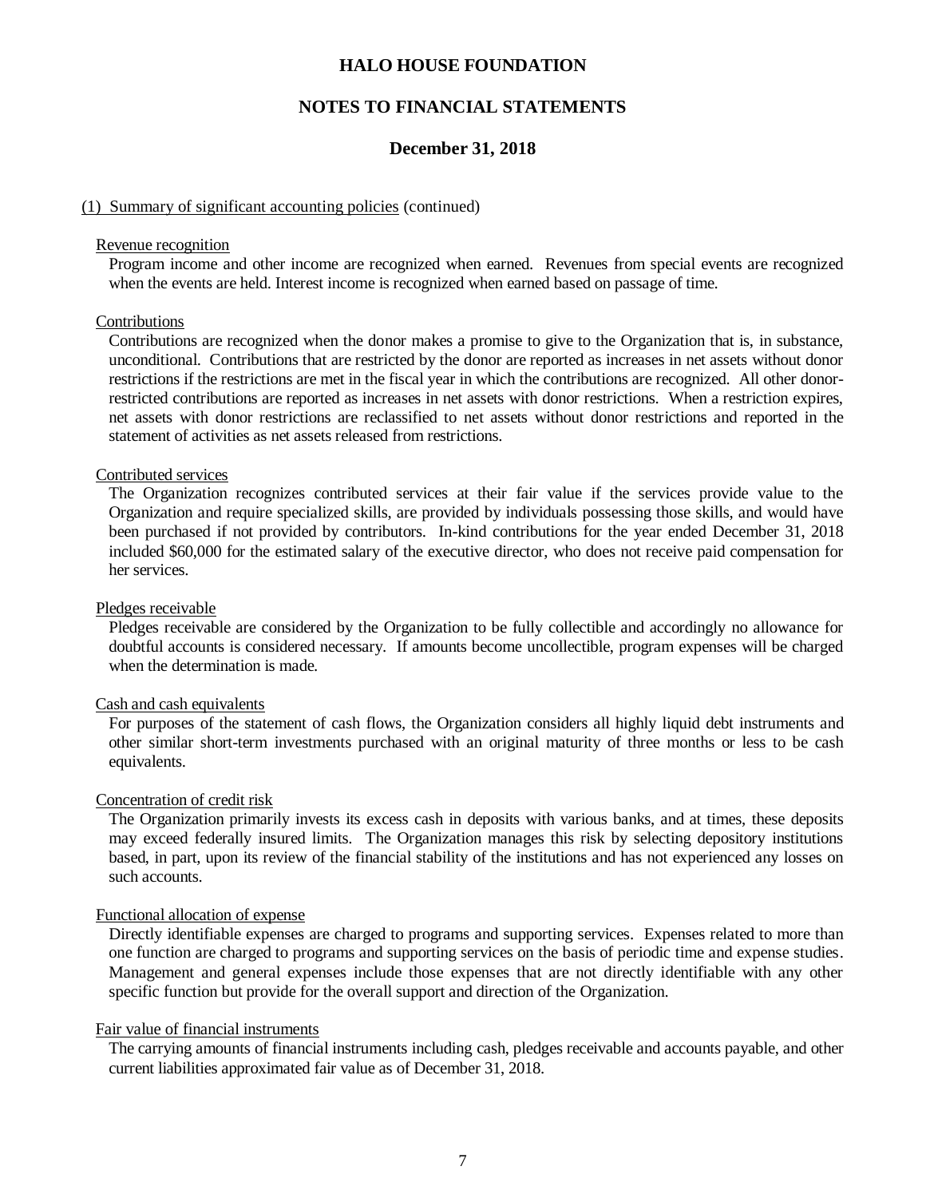# HALO HOUSE FOUNDATION

## NOTES TO FINANCIAL STATEMENTS

### December 31, 2018

(1) Summary of significant accounting policies (continued)

Revenue recognition

Program income and other income are recognized when earned. Revenues from special events are recognized when the events are held. Interest income is recognized when earned based on passage of time.

Contributions

Contributions are recognized when the donor makes a promise to give to the Organization that is, in substance, unconditional. Contributions that are restricted by the donor are reported as increases in net assets without donor restrictions if the restrictions are met in the fiscal year in which the contributions are recognized. All other donor-restricted contributions are reported as increases in net assets with donor restrictions. When a restriction expires, net assets with donor restrictions are reclassified to net assets without donor restrictions and reported in the statement of activities as net assets released from restrictions.

Contributed services

The Organization recognizes contributed services at their fair value if the services provide value to the Organization and require specialized skills, are provided by individuals possessing those skills, and would have been purchased if not provided by contributors. In-kind contributions for the year ended December 31, 2018 included $60,000 for the estimated salary of the executive director, who does not receive paid compensation for her services.

Pledges receivable

Pledges receivable are considered by the Organization to be fully collectible and accordingly no allowance for doubtful accounts is considered necessary. If amounts become uncollectible, program expenses will be charged when the determination is made.

Cash and cash equivalents

For purposes of the statement of cash flows, the Organization considers all highly liquid debt instruments and other similar short-term investments purchased with an original maturity of three months or less to be cash equivalents.

Concentration of credit risk

The Organization primarily invests its excess cash in deposits with various banks, and at times, these deposits may exceed federally insured limits. The Organization manages this risk by selecting depository institutions based, in part, upon its review of the financial stability of the institutions and has not experienced any losses on such accounts.

Functional allocation of expense

Directly identifiable expenses are charged to programs and supporting services. Expenses related to more than one function are charged to programs and supporting services on the basis of periodic time and expense studies. Management and general expenses include those expenses that are not directly identifiable with any other specific function but provide for the overall support and direction of the Organization.

Fair value of financial instruments

The carrying amounts of financial instruments including cash, pledges receivable and accounts payable, and other current liabilities approximated fair value as of December 31, 2018.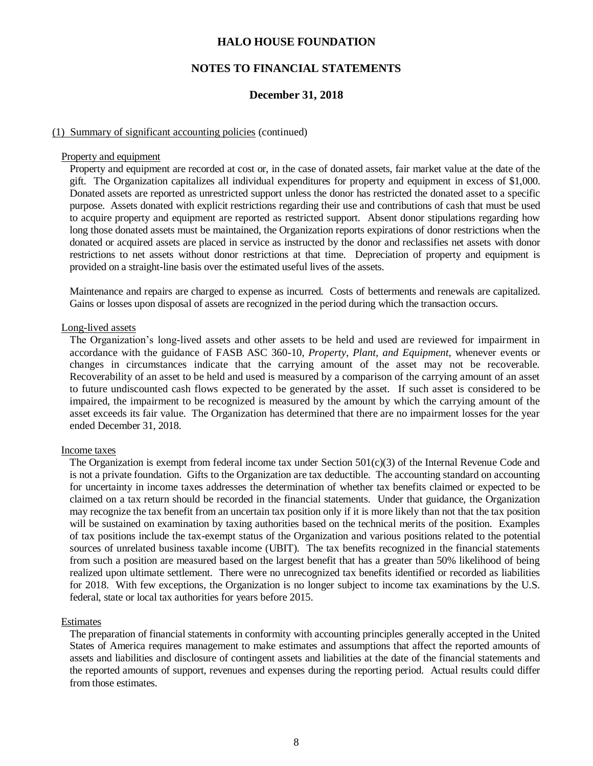# HALO HOUSE FOUNDATION

## NOTES TO FINANCIAL STATEMENTS

### December 31, 2018

(1) Summary of significant accounting policies (continued)

Property and equipment

Property and equipment are recorded at cost or, in the case of donated assets, fair market value at the date of the gift. The Organization capitalizes all individual expenditures for property and equipment in excess of $1,000. Donated assets are reported as unrestricted support unless the donor has restricted the donated asset to a specific purpose. Assets donated with explicit restrictions regarding their use and contributions of cash that must be used to acquire property and equipment are reported as restricted support. Absent donor stipulations regarding how long those donated assets must be maintained, the Organization reports expirations of donor restrictions when the donated or acquired assets are placed in service as instructed by the donor and reclassifies net assets with donor restrictions to net assets without donor restrictions at that time. Depreciation of property and equipment is provided on a straight-line basis over the estimated useful lives of the assets.

Maintenance and repairs are charged to expense as incurred. Costs of betterments and renewals are capitalized. Gains or losses upon disposal of assets are recognized in the period during which the transaction occurs.

Long-lived assets

The Organization's long-lived assets and other assets to be held and used are reviewed for impairment in accordance with the guidance of FASB ASC 360-10, *Property, Plant, and Equipment*, whenever events or changes in circumstances indicate that the carrying amount of the asset may not be recoverable. Recoverability of an asset to be held and used is measured by a comparison of the carrying amount of an asset to future undiscounted cash flows expected to be generated by the asset. If such asset is considered to be impaired, the impairment to be recognized is measured by the amount by which the carrying amount of the asset exceeds its fair value. The Organization has determined that there are no impairment losses for the year ended December 31, 2018.

Income taxes

The Organization is exempt from federal income tax under Section 501(c)(3) of the Internal Revenue Code and is not a private foundation. Gifts to the Organization are tax deductible. The accounting standard on accounting for uncertainty in income taxes addresses the determination of whether tax benefits claimed or expected to be claimed on a tax return should be recorded in the financial statements. Under that guidance, the Organization may recognize the tax benefit from an uncertain tax position only if it is more likely than not that the tax position will be sustained on examination by taxing authorities based on the technical merits of the position. Examples of tax positions include the tax-exempt status of the Organization and various positions related to the potential sources of unrelated business taxable income (UBIT). The tax benefits recognized in the financial statements from such a position are measured based on the largest benefit that has a greater than 50% likelihood of being realized upon ultimate settlement. There were no unrecognized tax benefits identified or recorded as liabilities for 2018. With few exceptions, the Organization is no longer subject to income tax examinations by the U.S. federal, state or local tax authorities for years before 2015.

Estimates

The preparation of financial statements in conformity with accounting principles generally accepted in the United States of America requires management to make estimates and assumptions that affect the reported amounts of assets and liabilities and disclosure of contingent assets and liabilities at the date of the financial statements and the reported amounts of support, revenues and expenses during the reporting period. Actual results could differ from those estimates.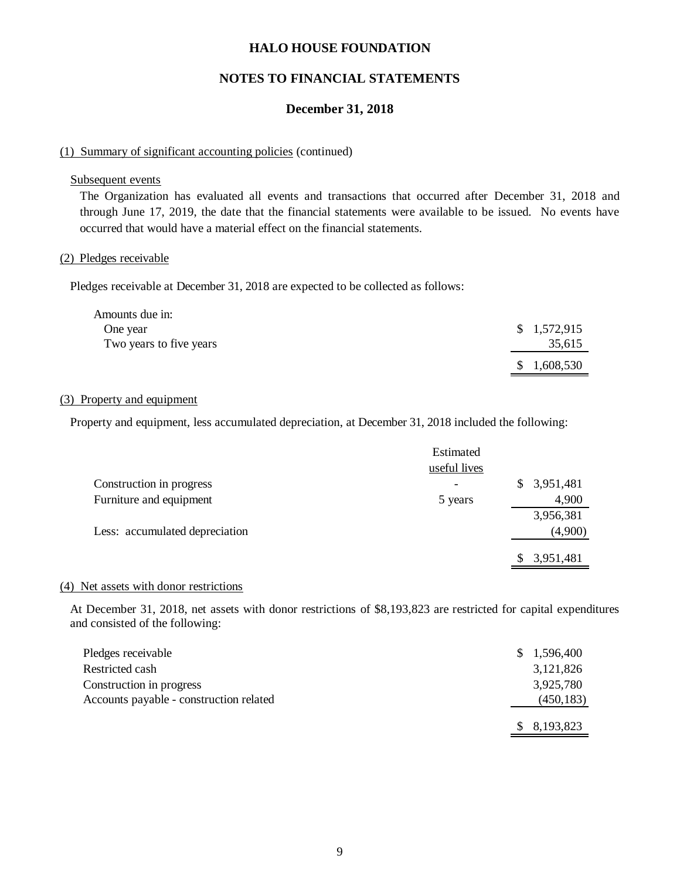# HALO HOUSE FOUNDATION

## NOTES TO FINANCIAL STATEMENTS

### December 31, 2018

(1) Summary of significant accounting policies (continued)

Subsequent events

The Organization has evaluated all events and transactions that occurred after December 31, 2018 and through June 17, 2019, the date that the financial statements were available to be issued. No events have occurred that would have a material effect on the financial statements.

(2) Pledges receivable

Pledges receivable at December 31, 2018 are expected to be collected as follows:

| | |
|---|---|
| Amounts due in: | |
| One year | $ 1,572,915 |
| Two years to five years | 35,615 |
| | $ 1,608,530 |

(3) Property and equipment

Property and equipment, less accumulated depreciation, at December 31, 2018 included the following:

| | Estimated useful lives | |
|---|---|---|
| Construction in progress | - | $ 3,951,481 |
| Furniture and equipment | 5 years | 4,900 |
| | | 3,956,381 |
| Less: accumulated depreciation | | (4,900) |
| | | $ 3,951,481 |

(4) Net assets with donor restrictions

At December 31, 2018, net assets with donor restrictions of $8,193,823 are restricted for capital expenditures and consisted of the following:

| | |
|---|---|
| Pledges receivable | $ 1,596,400 |
| Restricted cash | 3,121,826 |
| Construction in progress | 3,925,780 |
| Accounts payable - construction related | (450,183) |
| | $ 8,193,823 |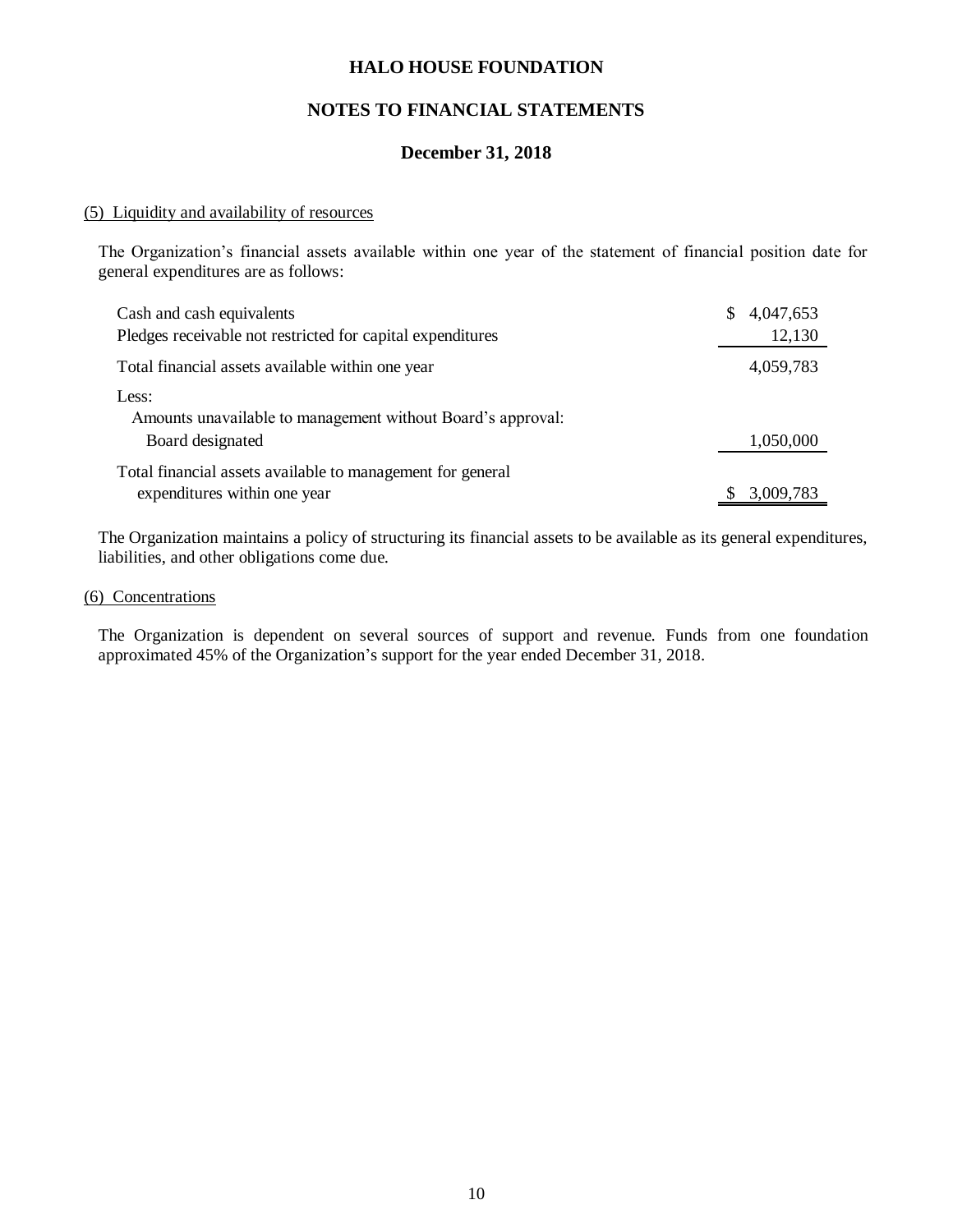# HALO HOUSE FOUNDATION

## NOTES TO FINANCIAL STATEMENTS

### December 31, 2018

(5) Liquidity and availability of resources

The Organization's financial assets available within one year of the statement of financial position date for general expenditures are as follows:

| | |
|---|---|
| Cash and cash equivalents | $ 4,047,653 |
| Pledges receivable not restricted for capital expenditures | 12,130 |
| Total financial assets available within one year | 4,059,783 |
| Less: | |
| Amounts unavailable to management without Board's approval: | |
| Board designated | 1,050,000 |
| Total financial assets available to management for general expenditures within one year | $ 3,009,783 |

The Organization maintains a policy of structuring its financial assets to be available as its general expenditures, liabilities, and other obligations come due.

(6) Concentrations

The Organization is dependent on several sources of support and revenue. Funds from one foundation approximated 45% of the Organization's support for the year ended December 31, 2018.